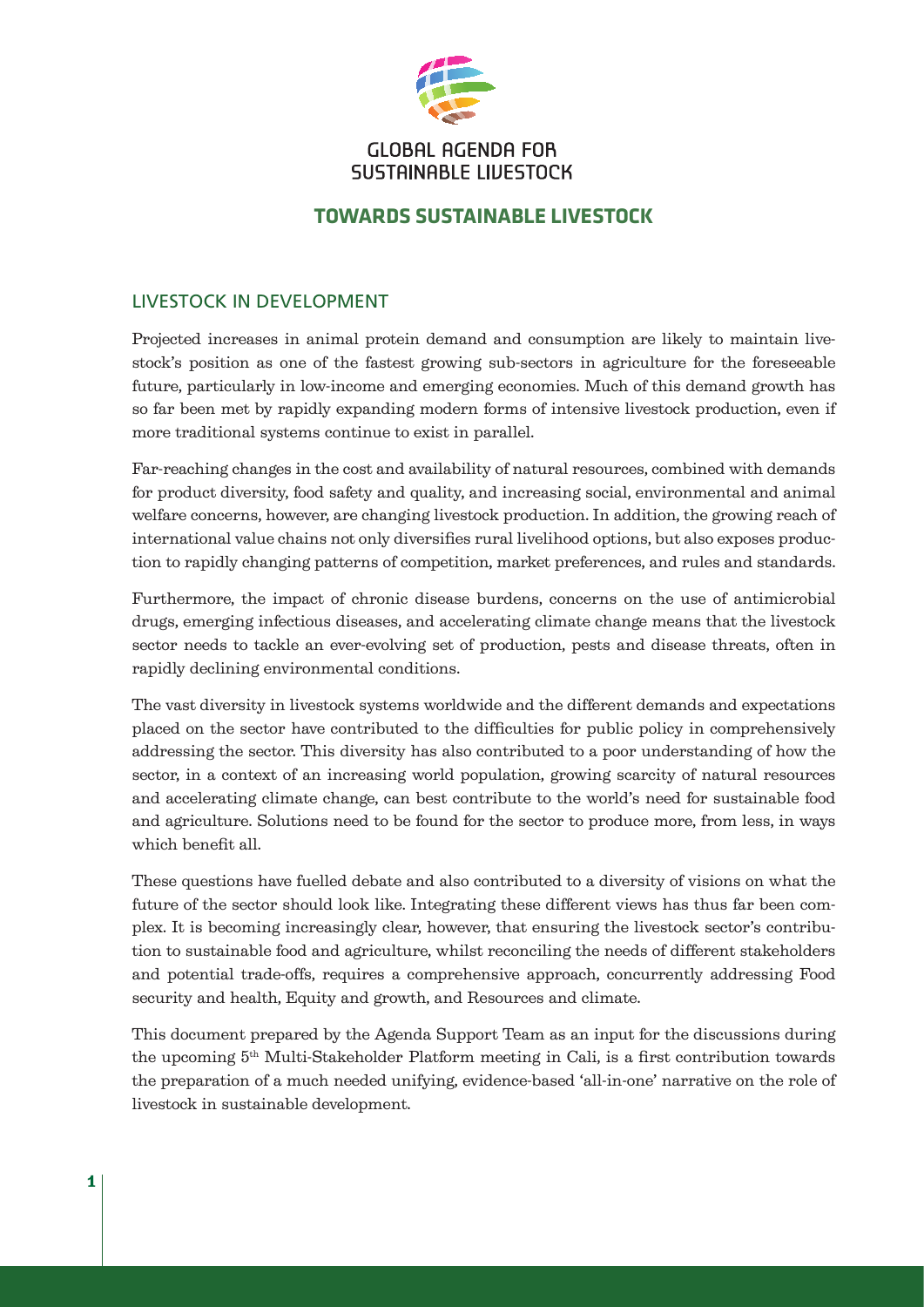GLOBAL AGENDA FOR SUSTAINABLE LIVESTOCK

# TOWARDS SUSTAINABLE LIVESTOCK

## LIVESTOCK IN DEVELOPMENT

Projected increases in animal protein demand and consumption are likely to maintain livestock's position as one of the fastest growing sub-sectors in agriculture for the foreseeable future, particularly in low-income and emerging economies. Much of this demand growth has so far been met by rapidly expanding modern forms of intensive livestock production, even if more traditional systems continue to exist in parallel.

Far-reaching changes in the cost and availability of natural resources, combined with demands for product diversity, food safety and quality, and increasing social, environmental and animal welfare concerns, however, are changing livestock production. In addition, the growing reach of international value chains not only diversifies rural livelihood options, but also exposes production to rapidly changing patterns of competition, market preferences, and rules and standards.

Furthermore, the impact of chronic disease burdens, concerns on the use of antimicrobial drugs, emerging infectious diseases, and accelerating climate change means that the livestock sector needs to tackle an ever-evolving set of production, pests and disease threats, often in rapidly declining environmental conditions.

The vast diversity in livestock systems worldwide and the different demands and expectations placed on the sector have contributed to the difficulties for public policy in comprehensively addressing the sector. This diversity has also contributed to a poor understanding of how the sector, in a context of an increasing world population, growing scarcity of natural resources and accelerating climate change, can best contribute to the world's need for sustainable food and agriculture. Solutions need to be found for the sector to produce more, from less, in ways which benefit all.

These questions have fuelled debate and also contributed to a diversity of visions on what the future of the sector should look like. Integrating these different views has thus far been complex. It is becoming increasingly clear, however, that ensuring the livestock sector's contribution to sustainable food and agriculture, whilst reconciling the needs of different stakeholders and potential trade-offs, requires a comprehensive approach, concurrently addressing Food security and health, Equity and growth, and Resources and climate.

This document prepared by the Agenda Support Team as an input for the discussions during the upcoming 5th Multi-Stakeholder Platform meeting in Cali, is a first contribution towards the preparation of a much needed unifying, evidence-based 'all-in-one' narrative on the role of livestock in sustainable development.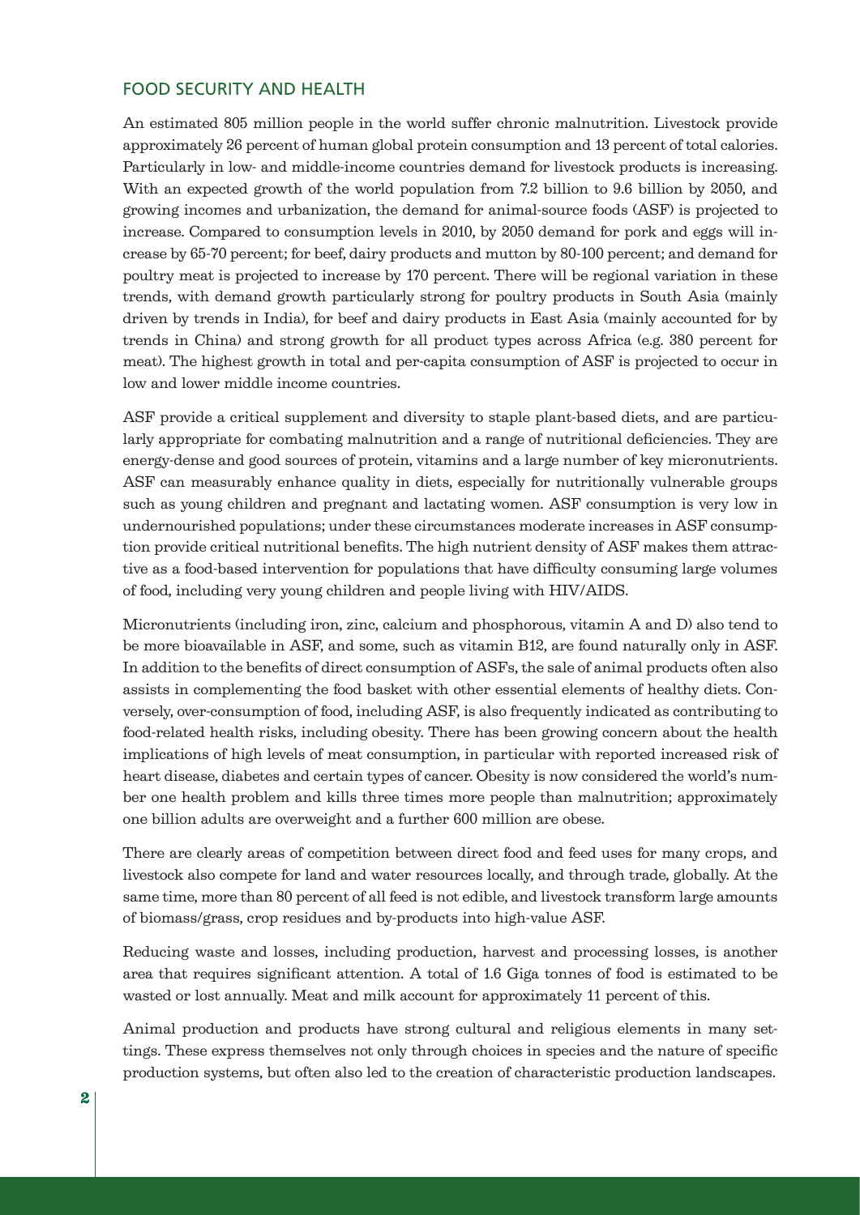## FOOD SECURITY AND HEALTH

An estimated 805 million people in the world suffer chronic malnutrition. Livestock provide approximately 26 percent of human global protein consumption and 13 percent of total calories. Particularly in low- and middle-income countries demand for livestock products is increasing. With an expected growth of the world population from 7.2 billion to 9.6 billion by 2050, and growing incomes and urbanization, the demand for animal-source foods (ASF) is projected to increase. Compared to consumption levels in 2010, by 2050 demand for pork and eggs will increase by 65-70 percent; for beef, dairy products and mutton by 80-100 percent; and demand for poultry meat is projected to increase by 170 percent. There will be regional variation in these trends, with demand growth particularly strong for poultry products in South Asia (mainly driven by trends in India), for beef and dairy products in East Asia (mainly accounted for by trends in China) and strong growth for all product types across Africa (e.g. 380 percent for meat). The highest growth in total and per-capita consumption of ASF is projected to occur in low and lower middle income countries.

ASF provide a critical supplement and diversity to staple plant-based diets, and are particularly appropriate for combating malnutrition and a range of nutritional deficiencies. They are energy-dense and good sources of protein, vitamins and a large number of key micronutrients. ASF can measurably enhance quality in diets, especially for nutritionally vulnerable groups such as young children and pregnant and lactating women. ASF consumption is very low in undernourished populations; under these circumstances moderate increases in ASF consumption provide critical nutritional benefits. The high nutrient density of ASF makes them attractive as a food-based intervention for populations that have difficulty consuming large volumes of food, including very young children and people living with HIV/AIDS.

Micronutrients (including iron, zinc, calcium and phosphorous, vitamin A and D) also tend to be more bioavailable in ASF, and some, such as vitamin B12, are found naturally only in ASF. In addition to the benefits of direct consumption of ASFs, the sale of animal products often also assists in complementing the food basket with other essential elements of healthy diets. Conversely, over-consumption of food, including ASF, is also frequently indicated as contributing to food-related health risks, including obesity. There has been growing concern about the health implications of high levels of meat consumption, in particular with reported increased risk of heart disease, diabetes and certain types of cancer. Obesity is now considered the world's number one health problem and kills three times more people than malnutrition; approximately one billion adults are overweight and a further 600 million are obese.

There are clearly areas of competition between direct food and feed uses for many crops, and livestock also compete for land and water resources locally, and through trade, globally. At the same time, more than 80 percent of all feed is not edible, and livestock transform large amounts of biomass/grass, crop residues and by-products into high-value ASF.

Reducing waste and losses, including production, harvest and processing losses, is another area that requires significant attention. A total of 1.6 Giga tonnes of food is estimated to be wasted or lost annually. Meat and milk account for approximately 11 percent of this.

Animal production and products have strong cultural and religious elements in many settings. These express themselves not only through choices in species and the nature of specific production systems, but often also led to the creation of characteristic production landscapes.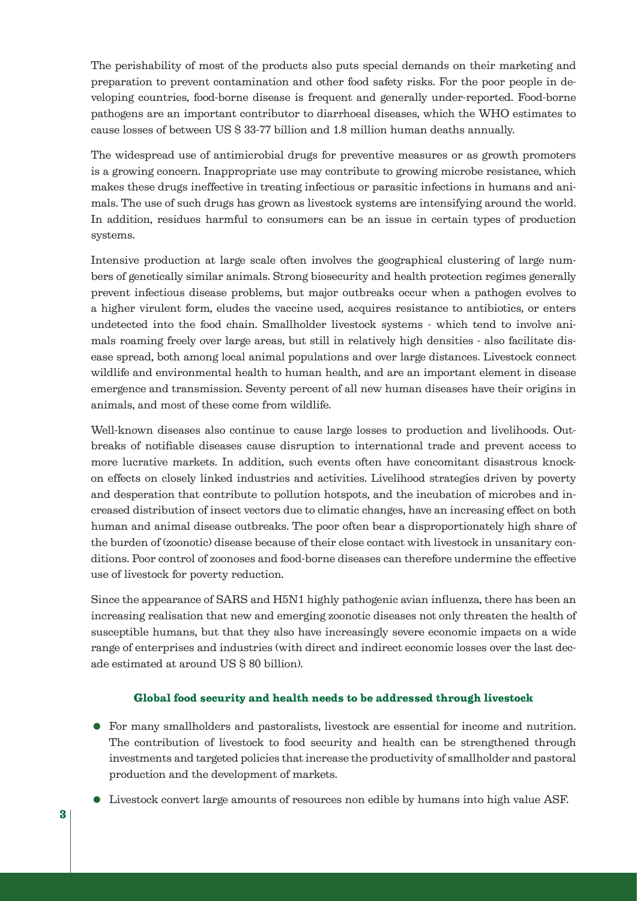The perishability of most of the products also puts special demands on their marketing and preparation to prevent contamination and other food safety risks. For the poor people in developing countries, food-borne disease is frequent and generally under-reported. Food-borne pathogens are an important contributor to diarrhoeal diseases, which the WHO estimates to cause losses of between US $ 33-77 billion and 1.8 million human deaths annually.

The widespread use of antimicrobial drugs for preventive measures or as growth promoters is a growing concern. Inappropriate use may contribute to growing microbe resistance, which makes these drugs ineffective in treating infectious or parasitic infections in humans and animals. The use of such drugs has grown as livestock systems are intensifying around the world. In addition, residues harmful to consumers can be an issue in certain types of production systems.

Intensive production at large scale often involves the geographical clustering of large numbers of genetically similar animals. Strong biosecurity and health protection regimes generally prevent infectious disease problems, but major outbreaks occur when a pathogen evolves to a higher virulent form, eludes the vaccine used, acquires resistance to antibiotics, or enters undetected into the food chain. Smallholder livestock systems - which tend to involve animals roaming freely over large areas, but still in relatively high densities - also facilitate disease spread, both among local animal populations and over large distances. Livestock connect wildlife and environmental health to human health, and are an important element in disease emergence and transmission. Seventy percent of all new human diseases have their origins in animals, and most of these come from wildlife.

Well-known diseases also continue to cause large losses to production and livelihoods. Outbreaks of notifiable diseases cause disruption to international trade and prevent access to more lucrative markets. In addition, such events often have concomitant disastrous knock-on effects on closely linked industries and activities. Livelihood strategies driven by poverty and desperation that contribute to pollution hotspots, and the incubation of microbes and increased distribution of insect vectors due to climatic changes, have an increasing effect on both human and animal disease outbreaks. The poor often bear a disproportionately high share of the burden of (zoonotic) disease because of their close contact with livestock in unsanitary conditions. Poor control of zoonoses and food-borne diseases can therefore undermine the effective use of livestock for poverty reduction.

Since the appearance of SARS and H5N1 highly pathogenic avian influenza, there has been an increasing realisation that new and emerging zoonotic diseases not only threaten the health of susceptible humans, but that they also have increasingly severe economic impacts on a wide range of enterprises and industries (with direct and indirect economic losses over the last decade estimated at around US $ 80 billion).

**Global food security and health needs to be addressed through livestock**

- For many smallholders and pastoralists, livestock are essential for income and nutrition. The contribution of livestock to food security and health can be strengthened through investments and targeted policies that increase the productivity of smallholder and pastoral production and the development of markets.
- Livestock convert large amounts of resources non edible by humans into high value ASF.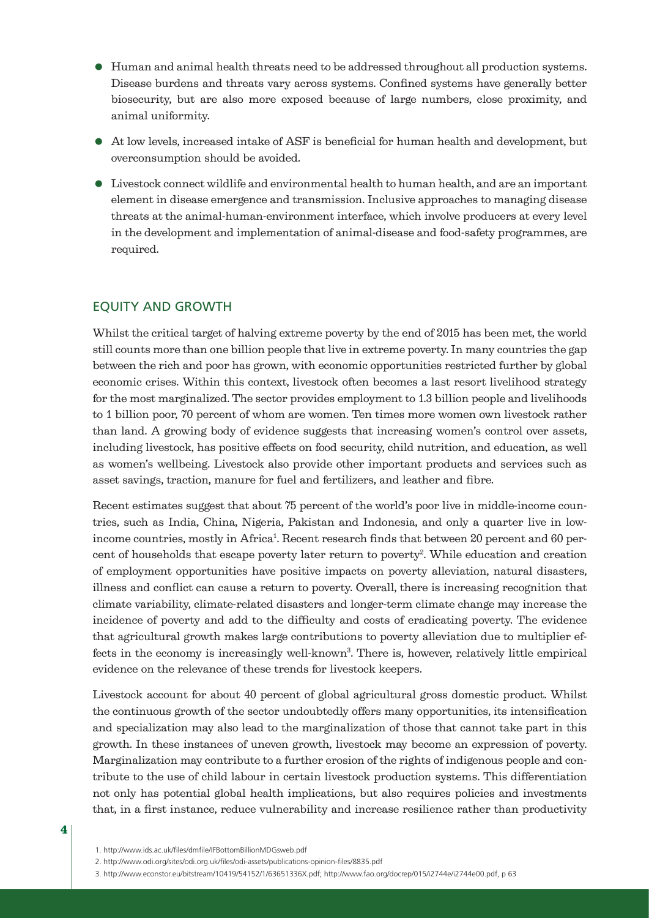- Human and animal health threats need to be addressed throughout all production systems. Disease burdens and threats vary across systems. Confined systems have generally better biosecurity, but are also more exposed because of large numbers, close proximity, and animal uniformity.
- At low levels, increased intake of ASF is beneficial for human health and development, but overconsumption should be avoided.
- Livestock connect wildlife and environmental health to human health, and are an important element in disease emergence and transmission. Inclusive approaches to managing disease threats at the animal-human-environment interface, which involve producers at every level in the development and implementation of animal-disease and food-safety programmes, are required.

## EQUITY AND GROWTH

Whilst the critical target of halving extreme poverty by the end of 2015 has been met, the world still counts more than one billion people that live in extreme poverty. In many countries the gap between the rich and poor has grown, with economic opportunities restricted further by global economic crises. Within this context, livestock often becomes a last resort livelihood strategy for the most marginalized. The sector provides employment to 1.3 billion people and livelihoods to 1 billion poor, 70 percent of whom are women. Ten times more women own livestock rather than land. A growing body of evidence suggests that increasing women's control over assets, including livestock, has positive effects on food security, child nutrition, and education, as well as women's wellbeing. Livestock also provide other important products and services such as asset savings, traction, manure for fuel and fertilizers, and leather and fibre.

Recent estimates suggest that about 75 percent of the world's poor live in middle-income countries, such as India, China, Nigeria, Pakistan and Indonesia, and only a quarter live in low-income countries, mostly in Africa[1]. Recent research finds that between 20 percent and 60 percent of households that escape poverty later return to poverty[2]. While education and creation of employment opportunities have positive impacts on poverty alleviation, natural disasters, illness and conflict can cause a return to poverty. Overall, there is increasing recognition that climate variability, climate-related disasters and longer-term climate change may increase the incidence of poverty and add to the difficulty and costs of eradicating poverty. The evidence that agricultural growth makes large contributions to poverty alleviation due to multiplier effects in the economy is increasingly well-known[3]. There is, however, relatively little empirical evidence on the relevance of these trends for livestock keepers.

Livestock account for about 40 percent of global agricultural gross domestic product. Whilst the continuous growth of the sector undoubtedly offers many opportunities, its intensification and specialization may also lead to the marginalization of those that cannot take part in this growth. In these instances of uneven growth, livestock may become an expression of poverty. Marginalization may contribute to a further erosion of the rights of indigenous people and contribute to the use of child labour in certain livestock production systems. This differentiation not only has potential global health implications, but also requires policies and investments that, in a first instance, reduce vulnerability and increase resilience rather than productivity

1. http://www.ids.ac.uk/files/dmfile/IFBottomBillionMDGsweb.pdf
2. http://www.odi.org/sites/odi.org.uk/files/odi-assets/publications-opinion-files/8835.pdf
3. http://www.econstor.eu/bitstream/10419/54152/1/63651336X.pdf; http://www.fao.org/docrep/015/i2744e/i2744e00.pdf, p 63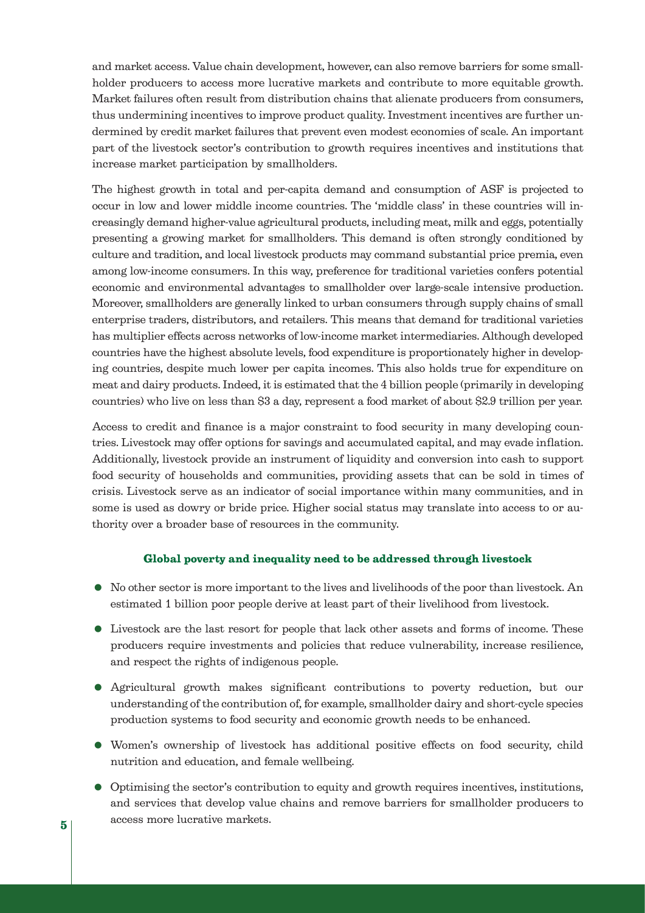and market access. Value chain development, however, can also remove barriers for some smallholder producers to access more lucrative markets and contribute to more equitable growth. Market failures often result from distribution chains that alienate producers from consumers, thus undermining incentives to improve product quality. Investment incentives are further undermined by credit market failures that prevent even modest economies of scale. An important part of the livestock sector's contribution to growth requires incentives and institutions that increase market participation by smallholders.

The highest growth in total and per-capita demand and consumption of ASF is projected to occur in low and lower middle income countries. The 'middle class' in these countries will increasingly demand higher-value agricultural products, including meat, milk and eggs, potentially presenting a growing market for smallholders. This demand is often strongly conditioned by culture and tradition, and local livestock products may command substantial price premia, even among low-income consumers. In this way, preference for traditional varieties confers potential economic and environmental advantages to smallholder over large-scale intensive production. Moreover, smallholders are generally linked to urban consumers through supply chains of small enterprise traders, distributors, and retailers. This means that demand for traditional varieties has multiplier effects across networks of low-income market intermediaries. Although developed countries have the highest absolute levels, food expenditure is proportionately higher in developing countries, despite much lower per capita incomes. This also holds true for expenditure on meat and dairy products. Indeed, it is estimated that the 4 billion people (primarily in developing countries) who live on less than $3 a day, represent a food market of about $2.9 trillion per year.

Access to credit and finance is a major constraint to food security in many developing countries. Livestock may offer options for savings and accumulated capital, and may evade inflation. Additionally, livestock provide an instrument of liquidity and conversion into cash to support food security of households and communities, providing assets that can be sold in times of crisis. Livestock serve as an indicator of social importance within many communities, and in some is used as dowry or bride price. Higher social status may translate into access to or authority over a broader base of resources in the community.

**Global poverty and inequality need to be addressed through livestock**

- No other sector is more important to the lives and livelihoods of the poor than livestock. An estimated 1 billion poor people derive at least part of their livelihood from livestock.
- Livestock are the last resort for people that lack other assets and forms of income. These producers require investments and policies that reduce vulnerability, increase resilience, and respect the rights of indigenous people.
- Agricultural growth makes significant contributions to poverty reduction, but our understanding of the contribution of, for example, smallholder dairy and short-cycle species production systems to food security and economic growth needs to be enhanced.
- Women's ownership of livestock has additional positive effects on food security, child nutrition and education, and female wellbeing.
- Optimising the sector's contribution to equity and growth requires incentives, institutions, and services that develop value chains and remove barriers for smallholder producers to access more lucrative markets.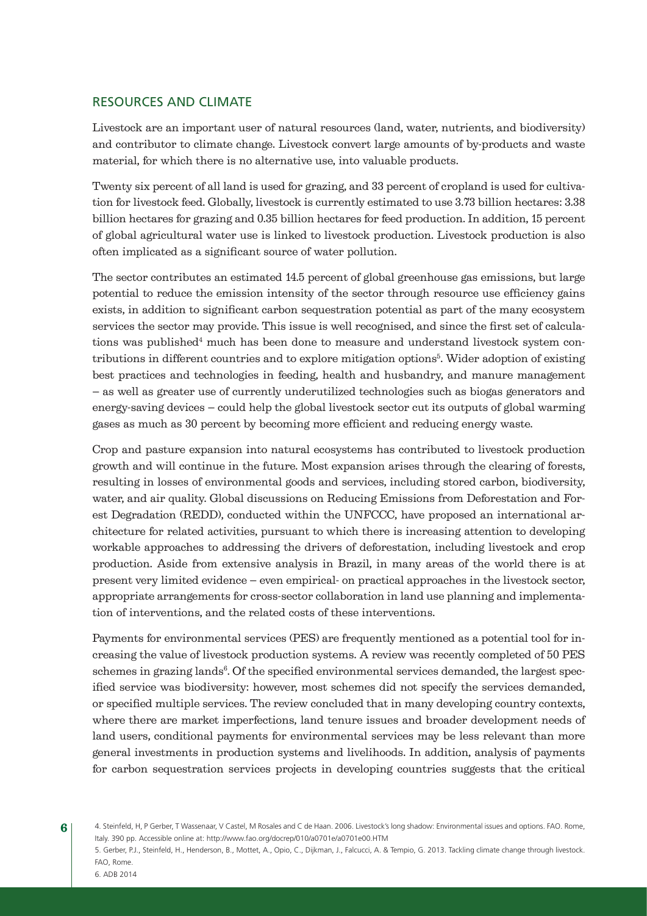## RESOURCES AND CLIMATE

Livestock are an important user of natural resources (land, water, nutrients, and biodiversity) and contributor to climate change. Livestock convert large amounts of by-products and waste material, for which there is no alternative use, into valuable products.

Twenty six percent of all land is used for grazing, and 33 percent of cropland is used for cultivation for livestock feed. Globally, livestock is currently estimated to use 3.73 billion hectares: 3.38 billion hectares for grazing and 0.35 billion hectares for feed production. In addition, 15 percent of global agricultural water use is linked to livestock production. Livestock production is also often implicated as a significant source of water pollution.

The sector contributes an estimated 14.5 percent of global greenhouse gas emissions, but large potential to reduce the emission intensity of the sector through resource use efficiency gains exists, in addition to significant carbon sequestration potential as part of the many ecosystem services the sector may provide. This issue is well recognised, and since the first set of calculations was published[4] much has been done to measure and understand livestock system contributions in different countries and to explore mitigation options[5]. Wider adoption of existing best practices and technologies in feeding, health and husbandry, and manure management – as well as greater use of currently underutilized technologies such as biogas generators and energy-saving devices – could help the global livestock sector cut its outputs of global warming gases as much as 30 percent by becoming more efficient and reducing energy waste.

Crop and pasture expansion into natural ecosystems has contributed to livestock production growth and will continue in the future. Most expansion arises through the clearing of forests, resulting in losses of environmental goods and services, including stored carbon, biodiversity, water, and air quality. Global discussions on Reducing Emissions from Deforestation and Forest Degradation (REDD), conducted within the UNFCCC, have proposed an international architecture for related activities, pursuant to which there is increasing attention to developing workable approaches to addressing the drivers of deforestation, including livestock and crop production. Aside from extensive analysis in Brazil, in many areas of the world there is at present very limited evidence – even empirical- on practical approaches in the livestock sector, appropriate arrangements for cross-sector collaboration in land use planning and implementation of interventions, and the related costs of these interventions.

Payments for environmental services (PES) are frequently mentioned as a potential tool for increasing the value of livestock production systems. A review was recently completed of 50 PES schemes in grazing lands[6]. Of the specified environmental services demanded, the largest specified service was biodiversity: however, most schemes did not specify the services demanded, or specified multiple services. The review concluded that in many developing country contexts, where there are market imperfections, land tenure issues and broader development needs of land users, conditional payments for environmental services may be less relevant than more general investments in production systems and livelihoods. In addition, analysis of payments for carbon sequestration services projects in developing countries suggests that the critical

4. Steinfeld, H, P Gerber, T Wassenaar, V Castel, M Rosales and C de Haan. 2006. Livestock's long shadow: Environmental issues and options. FAO. Rome, Italy. 390 pp. Accessible online at: http://www.fao.org/docrep/010/a0701e/a0701e00.HTM

5. Gerber, P.J., Steinfeld, H., Henderson, B., Mottet, A., Opio, C., Dijkman, J., Falcucci, A. & Tempio, G. 2013. Tackling climate change through livestock. FAO, Rome.

6. ADB 2014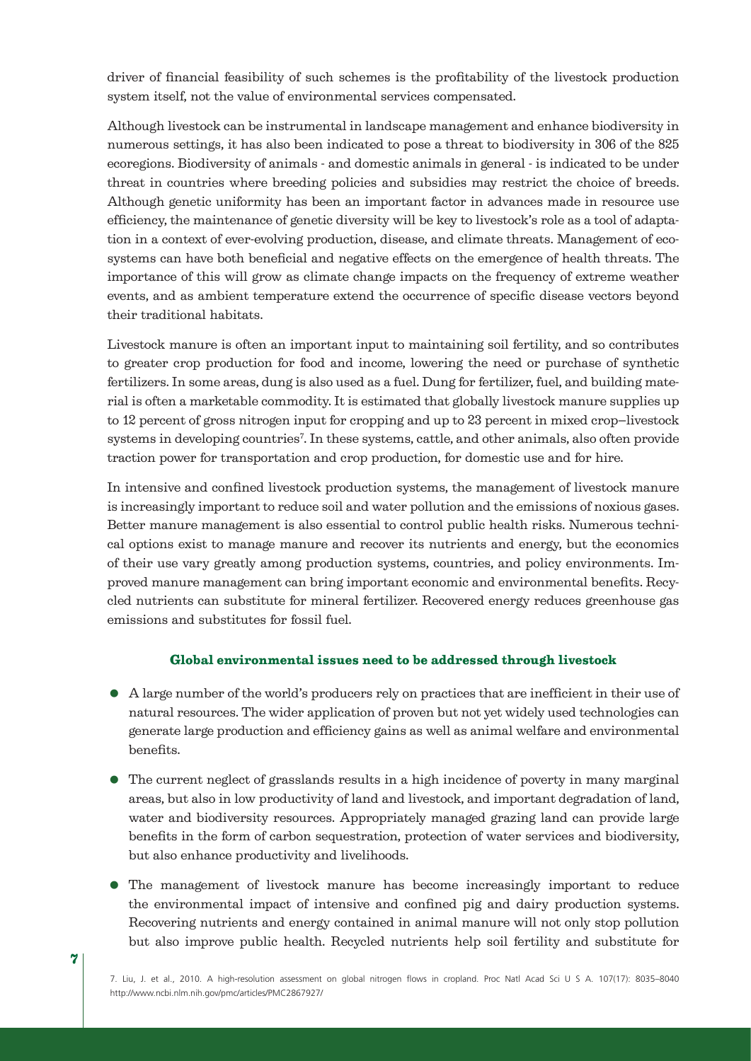driver of financial feasibility of such schemes is the profitability of the livestock production system itself, not the value of environmental services compensated.

Although livestock can be instrumental in landscape management and enhance biodiversity in numerous settings, it has also been indicated to pose a threat to biodiversity in 306 of the 825 ecoregions. Biodiversity of animals - and domestic animals in general - is indicated to be under threat in countries where breeding policies and subsidies may restrict the choice of breeds. Although genetic uniformity has been an important factor in advances made in resource use efficiency, the maintenance of genetic diversity will be key to livestock's role as a tool of adaptation in a context of ever-evolving production, disease, and climate threats. Management of ecosystems can have both beneficial and negative effects on the emergence of health threats. The importance of this will grow as climate change impacts on the frequency of extreme weather events, and as ambient temperature extend the occurrence of specific disease vectors beyond their traditional habitats.

Livestock manure is often an important input to maintaining soil fertility, and so contributes to greater crop production for food and income, lowering the need or purchase of synthetic fertilizers. In some areas, dung is also used as a fuel. Dung for fertilizer, fuel, and building material is often a marketable commodity. It is estimated that globally livestock manure supplies up to 12 percent of gross nitrogen input for cropping and up to 23 percent in mixed crop–livestock systems in developing countries[7]. In these systems, cattle, and other animals, also often provide traction power for transportation and crop production, for domestic use and for hire.

In intensive and confined livestock production systems, the management of livestock manure is increasingly important to reduce soil and water pollution and the emissions of noxious gases. Better manure management is also essential to control public health risks. Numerous technical options exist to manage manure and recover its nutrients and energy, but the economics of their use vary greatly among production systems, countries, and policy environments. Improved manure management can bring important economic and environmental benefits. Recycled nutrients can substitute for mineral fertilizer. Recovered energy reduces greenhouse gas emissions and substitutes for fossil fuel.

### Global environmental issues need to be addressed through livestock

- A large number of the world's producers rely on practices that are inefficient in their use of natural resources. The wider application of proven but not yet widely used technologies can generate large production and efficiency gains as well as animal welfare and environmental benefits.
- The current neglect of grasslands results in a high incidence of poverty in many marginal areas, but also in low productivity of land and livestock, and important degradation of land, water and biodiversity resources. Appropriately managed grazing land can provide large benefits in the form of carbon sequestration, protection of water services and biodiversity, but also enhance productivity and livelihoods.
- The management of livestock manure has become increasingly important to reduce the environmental impact of intensive and confined pig and dairy production systems. Recovering nutrients and energy contained in animal manure will not only stop pollution but also improve public health. Recycled nutrients help soil fertility and substitute for

7. Liu, J. et al., 2010. A high-resolution assessment on global nitrogen flows in cropland. Proc Natl Acad Sci U S A. 107(17): 8035–8040 http://www.ncbi.nlm.nih.gov/pmc/articles/PMC2867927/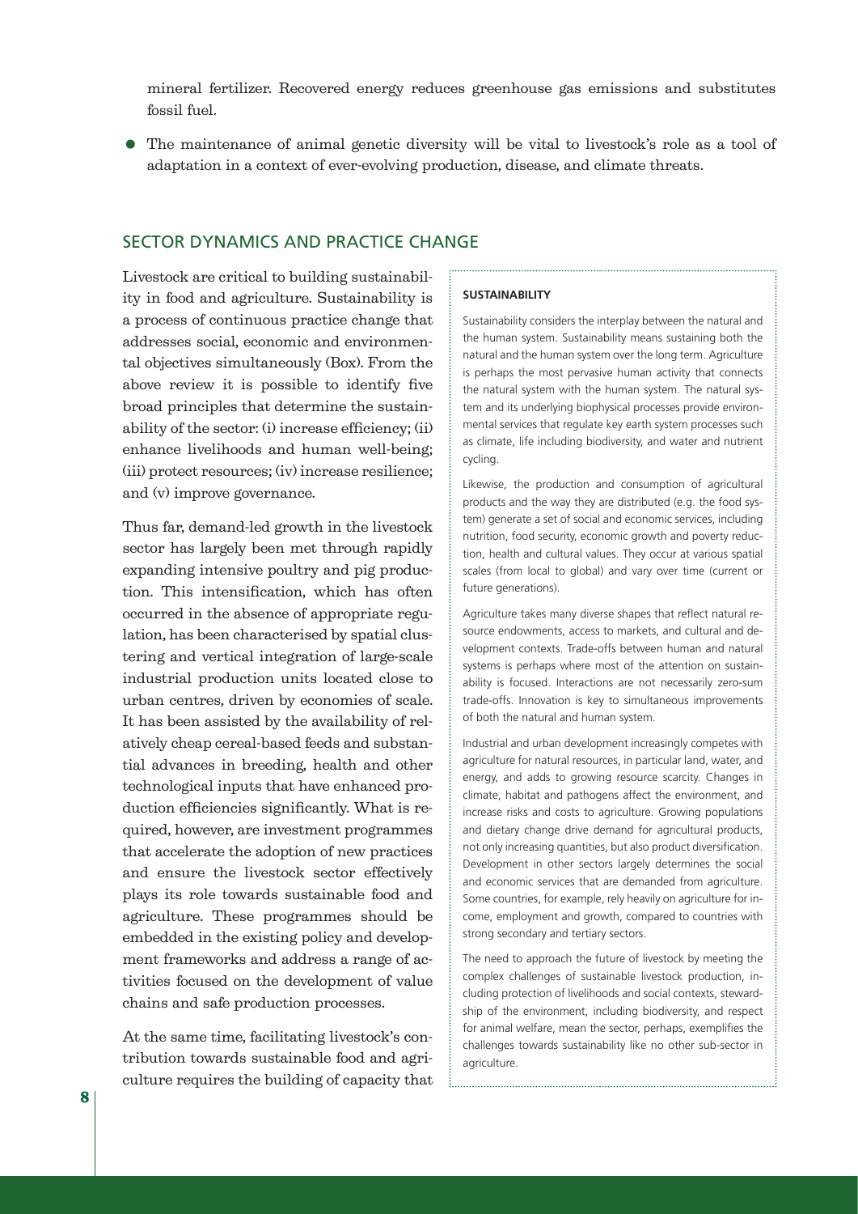mineral fertilizer. Recovered energy reduces greenhouse gas emissions and substitutes fossil fuel.

- The maintenance of animal genetic diversity will be vital to livestock's role as a tool of adaptation in a context of ever-evolving production, disease, and climate threats.

## SECTOR DYNAMICS AND PRACTICE CHANGE

Livestock are critical to building sustainability in food and agriculture. Sustainability is a process of continuous practice change that addresses social, economic and environmental objectives simultaneously (Box). From the above review it is possible to identify five broad principles that determine the sustainability of the sector: (i) increase efficiency; (ii) enhance livelihoods and human well-being; (iii) protect resources; (iv) increase resilience; and (v) improve governance.

Thus far, demand-led growth in the livestock sector has largely been met through rapidly expanding intensive poultry and pig production. This intensification, which has often occurred in the absence of appropriate regulation, has been characterised by spatial clustering and vertical integration of large-scale industrial production units located close to urban centres, driven by economies of scale. It has been assisted by the availability of relatively cheap cereal-based feeds and substantial advances in breeding, health and other technological inputs that have enhanced production efficiencies significantly. What is required, however, are investment programmes that accelerate the adoption of new practices and ensure the livestock sector effectively plays its role towards sustainable food and agriculture. These programmes should be embedded in the existing policy and development frameworks and address a range of activities focused on the development of value chains and safe production processes.

At the same time, facilitating livestock's contribution towards sustainable food and agriculture requires the building of capacity that

**SUSTAINABILITY**

Sustainability considers the interplay between the natural and the human system. Sustainability means sustaining both the natural and the human system over the long term. Agriculture is perhaps the most pervasive human activity that connects the natural system with the human system. The natural system and its underlying biophysical processes provide environmental services that regulate key earth system processes such as climate, life including biodiversity, and water and nutrient cycling.

Likewise, the production and consumption of agricultural products and the way they are distributed (e.g. the food system) generate a set of social and economic services, including nutrition, food security, economic growth and poverty reduction, health and cultural values. They occur at various spatial scales (from local to global) and vary over time (current or future generations).

Agriculture takes many diverse shapes that reflect natural resource endowments, access to markets, and cultural and development contexts. Trade-offs between human and natural systems is perhaps where most of the attention on sustainability is focused. Interactions are not necessarily zero-sum trade-offs. Innovation is key to simultaneous improvements of both the natural and human system.

Industrial and urban development increasingly competes with agriculture for natural resources, in particular land, water, and energy, and adds to growing resource scarcity. Changes in climate, habitat and pathogens affect the environment, and increase risks and costs to agriculture. Growing populations and dietary change drive demand for agricultural products, not only increasing quantities, but also product diversification. Development in other sectors largely determines the social and economic services that are demanded from agriculture. Some countries, for example, rely heavily on agriculture for income, employment and growth, compared to countries with strong secondary and tertiary sectors.

The need to approach the future of livestock by meeting the complex challenges of sustainable livestock production, including protection of livelihoods and social contexts, stewardship of the environment, including biodiversity, and respect for animal welfare, mean the sector, perhaps, exemplifies the challenges towards sustainability like no other sub-sector in agriculture.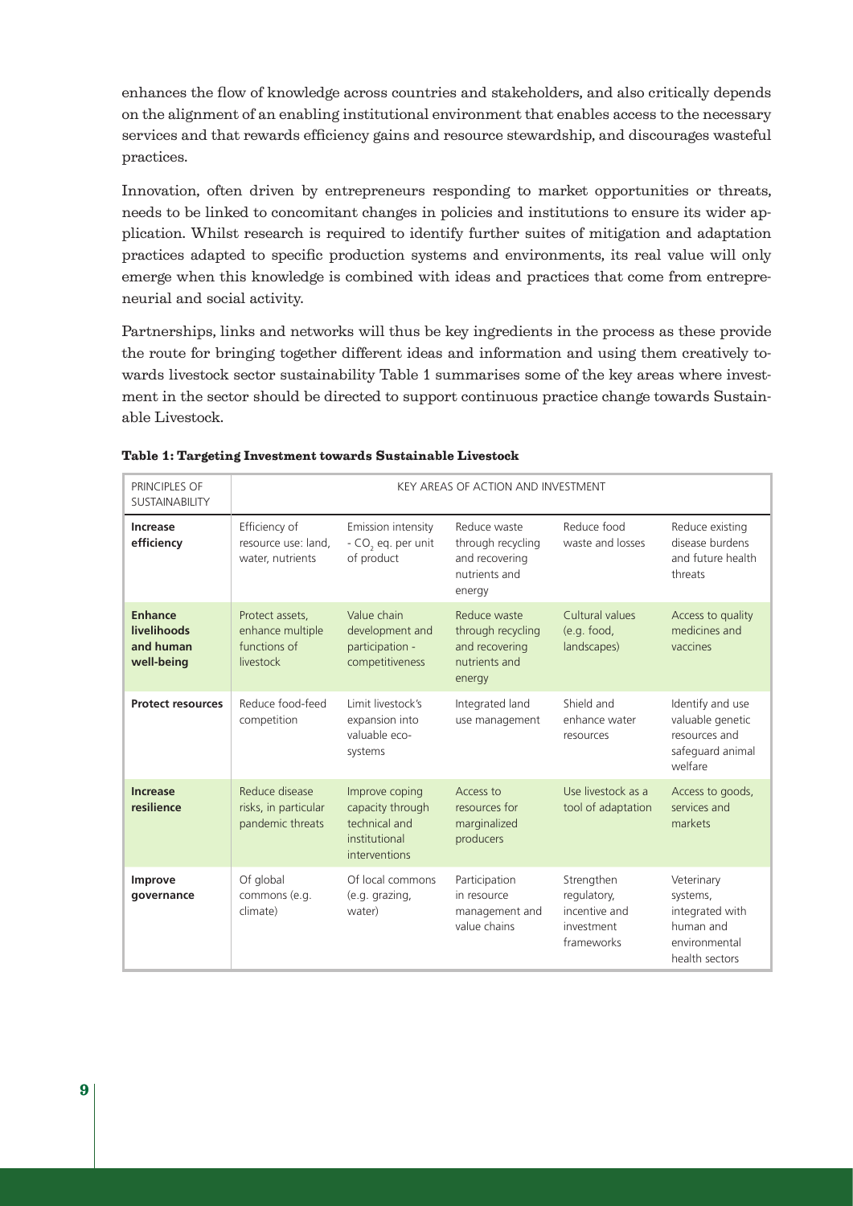enhances the flow of knowledge across countries and stakeholders, and also critically depends on the alignment of an enabling institutional environment that enables access to the necessary services and that rewards efficiency gains and resource stewardship, and discourages wasteful practices.

Innovation, often driven by entrepreneurs responding to market opportunities or threats, needs to be linked to concomitant changes in policies and institutions to ensure its wider application. Whilst research is required to identify further suites of mitigation and adaptation practices adapted to specific production systems and environments, its real value will only emerge when this knowledge is combined with ideas and practices that come from entrepreneurial and social activity.

Partnerships, links and networks will thus be key ingredients in the process as these provide the route for bringing together different ideas and information and using them creatively towards livestock sector sustainability Table 1 summarises some of the key areas where investment in the sector should be directed to support continuous practice change towards Sustainable Livestock.

**Table 1: Targeting Investment towards Sustainable Livestock**

| PRINCIPLES OF SUSTAINABILITY | KEY AREAS OF ACTION AND INVESTMENT | | | | |
|---|---|---|---|---|---|
| **Increase efficiency** | Efficiency of resource use: land, water, nutrients | Emission intensity - $CO_2$ eq. per unit of product | Reduce waste through recycling and recovering nutrients and energy | Reduce food waste and losses | Reduce existing disease burdens and future health threats |
| **Enhance livelihoods and human well-being** | Protect assets, enhance multiple functions of livestock | Value chain development and participation - competitiveness | Reduce waste through recycling and recovering nutrients and energy | Cultural values (e.g. food, landscapes) | Access to quality medicines and vaccines |
| **Protect resources** | Reduce food-feed competition | Limit livestock's expansion into valuable eco-systems | Integrated land use management | Shield and enhance water resources | Identify and use valuable genetic resources and safeguard animal welfare |
| **Increase resilience** | Reduce disease risks, in particular pandemic threats | Improve coping capacity through technical and institutional interventions | Access to resources for marginalized producers | Use livestock as a tool of adaptation | Access to goods, services and markets |
| **Improve governance** | Of global commons (e.g. climate) | Of local commons (e.g. grazing, water) | Participation in resource management and value chains | Strengthen regulatory, incentive and investment frameworks | Veterinary systems, integrated with human and environmental health sectors |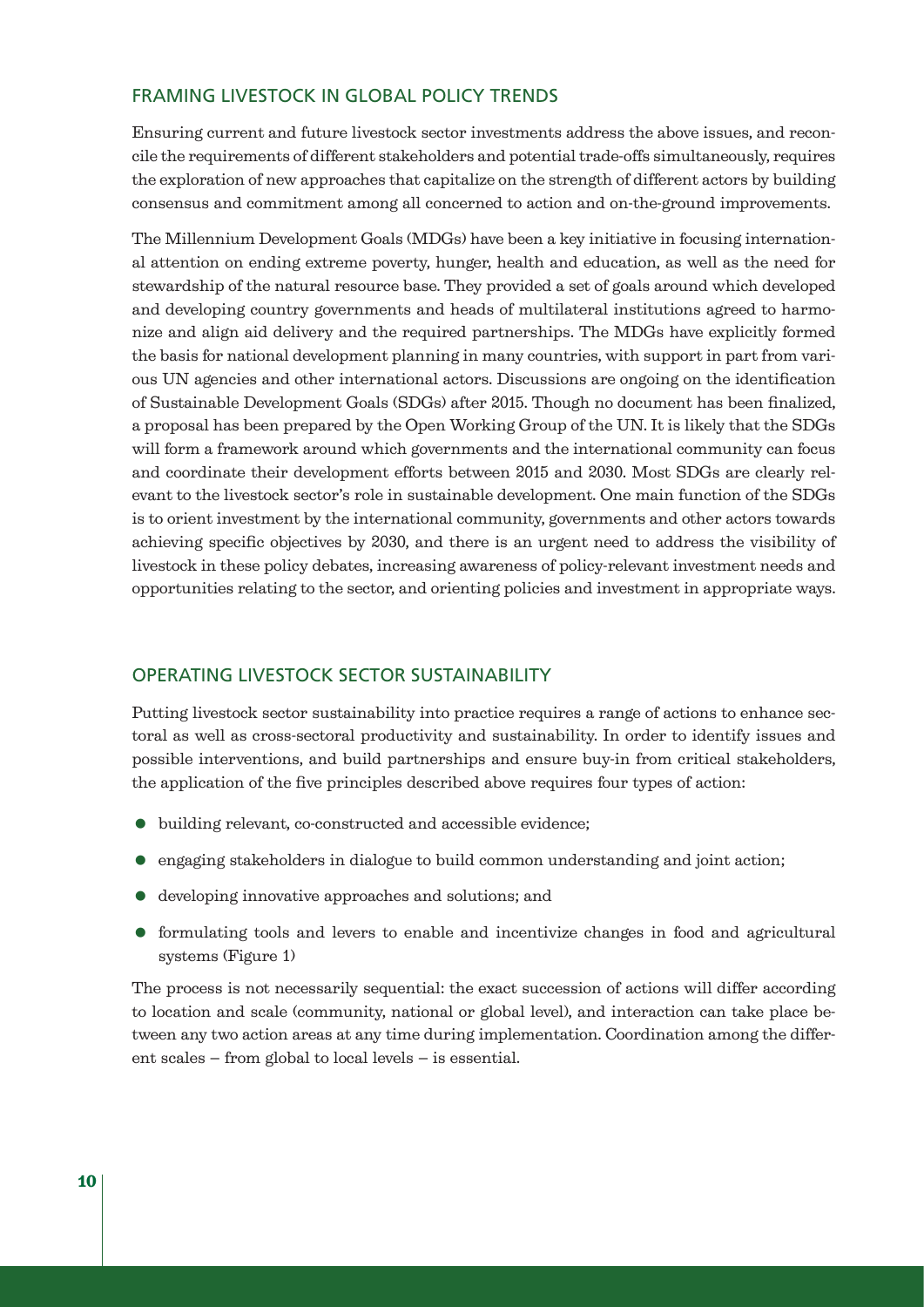## FRAMING LIVESTOCK IN GLOBAL POLICY TRENDS

Ensuring current and future livestock sector investments address the above issues, and reconcile the requirements of different stakeholders and potential trade-offs simultaneously, requires the exploration of new approaches that capitalize on the strength of different actors by building consensus and commitment among all concerned to action and on-the-ground improvements.

The Millennium Development Goals (MDGs) have been a key initiative in focusing international attention on ending extreme poverty, hunger, health and education, as well as the need for stewardship of the natural resource base. They provided a set of goals around which developed and developing country governments and heads of multilateral institutions agreed to harmonize and align aid delivery and the required partnerships. The MDGs have explicitly formed the basis for national development planning in many countries, with support in part from various UN agencies and other international actors. Discussions are ongoing on the identification of Sustainable Development Goals (SDGs) after 2015. Though no document has been finalized, a proposal has been prepared by the Open Working Group of the UN. It is likely that the SDGs will form a framework around which governments and the international community can focus and coordinate their development efforts between 2015 and 2030. Most SDGs are clearly relevant to the livestock sector's role in sustainable development. One main function of the SDGs is to orient investment by the international community, governments and other actors towards achieving specific objectives by 2030, and there is an urgent need to address the visibility of livestock in these policy debates, increasing awareness of policy-relevant investment needs and opportunities relating to the sector, and orienting policies and investment in appropriate ways.

## OPERATING LIVESTOCK SECTOR SUSTAINABILITY

Putting livestock sector sustainability into practice requires a range of actions to enhance sectoral as well as cross-sectoral productivity and sustainability. In order to identify issues and possible interventions, and build partnerships and ensure buy-in from critical stakeholders, the application of the five principles described above requires four types of action:

- building relevant, co-constructed and accessible evidence;
- engaging stakeholders in dialogue to build common understanding and joint action;
- developing innovative approaches and solutions; and
- formulating tools and levers to enable and incentivize changes in food and agricultural systems (Figure 1)

The process is not necessarily sequential: the exact succession of actions will differ according to location and scale (community, national or global level), and interaction can take place between any two action areas at any time during implementation. Coordination among the different scales – from global to local levels – is essential.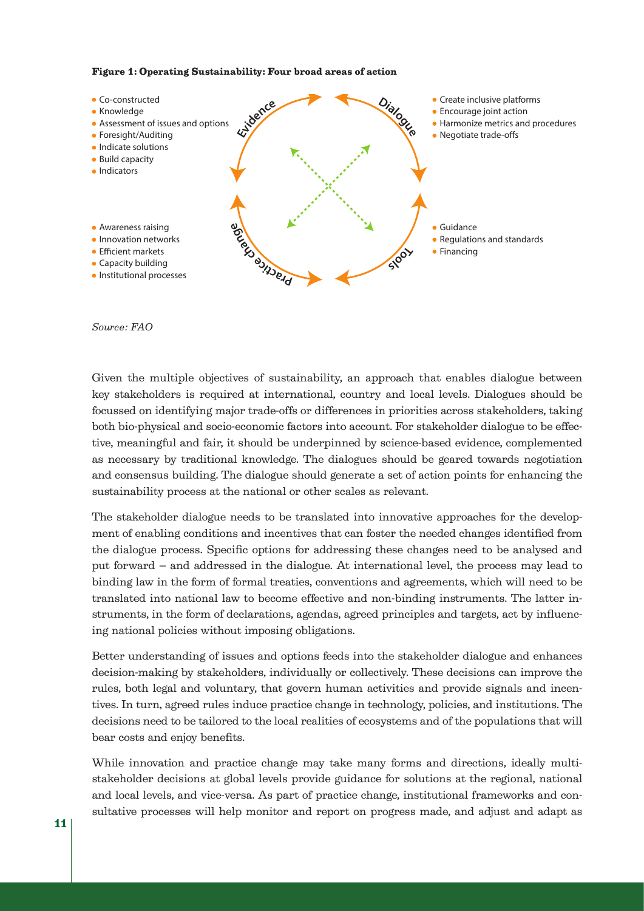**Figure 1: Operating Sustainability: Four broad areas of action**

**Evidence**
- Co-constructed
- Knowledge
- Assessment of issues and options
- Foresight/Auditing
- Indicate solutions
- Build capacity
- Indicators

**Dialogue**
- Create inclusive platforms
- Encourage joint action
- Harmonize metrics and procedures
- Negotiate trade-offs

**Practice change**
- Awareness raising
- Innovation networks
- Efficient markets
- Capacity building
- Institutional processes

**Tools**
- Guidance
- Regulations and standards
- Financing

*Source: FAO*

Given the multiple objectives of sustainability, an approach that enables dialogue between key stakeholders is required at international, country and local levels. Dialogues should be focussed on identifying major trade-offs or differences in priorities across stakeholders, taking both bio-physical and socio-economic factors into account. For stakeholder dialogue to be effective, meaningful and fair, it should be underpinned by science-based evidence, complemented as necessary by traditional knowledge. The dialogues should be geared towards negotiation and consensus building. The dialogue should generate a set of action points for enhancing the sustainability process at the national or other scales as relevant.

The stakeholder dialogue needs to be translated into innovative approaches for the development of enabling conditions and incentives that can foster the needed changes identified from the dialogue process. Specific options for addressing these changes need to be analysed and put forward – and addressed in the dialogue. At international level, the process may lead to binding law in the form of formal treaties, conventions and agreements, which will need to be translated into national law to become effective and non-binding instruments. The latter instruments, in the form of declarations, agendas, agreed principles and targets, act by influencing national policies without imposing obligations.

Better understanding of issues and options feeds into the stakeholder dialogue and enhances decision-making by stakeholders, individually or collectively. These decisions can improve the rules, both legal and voluntary, that govern human activities and provide signals and incentives. In turn, agreed rules induce practice change in technology, policies, and institutions. The decisions need to be tailored to the local realities of ecosystems and of the populations that will bear costs and enjoy benefits.

While innovation and practice change may take many forms and directions, ideally multi-stakeholder decisions at global levels provide guidance for solutions at the regional, national and local levels, and vice-versa. As part of practice change, institutional frameworks and consultative processes will help monitor and report on progress made, and adjust and adapt as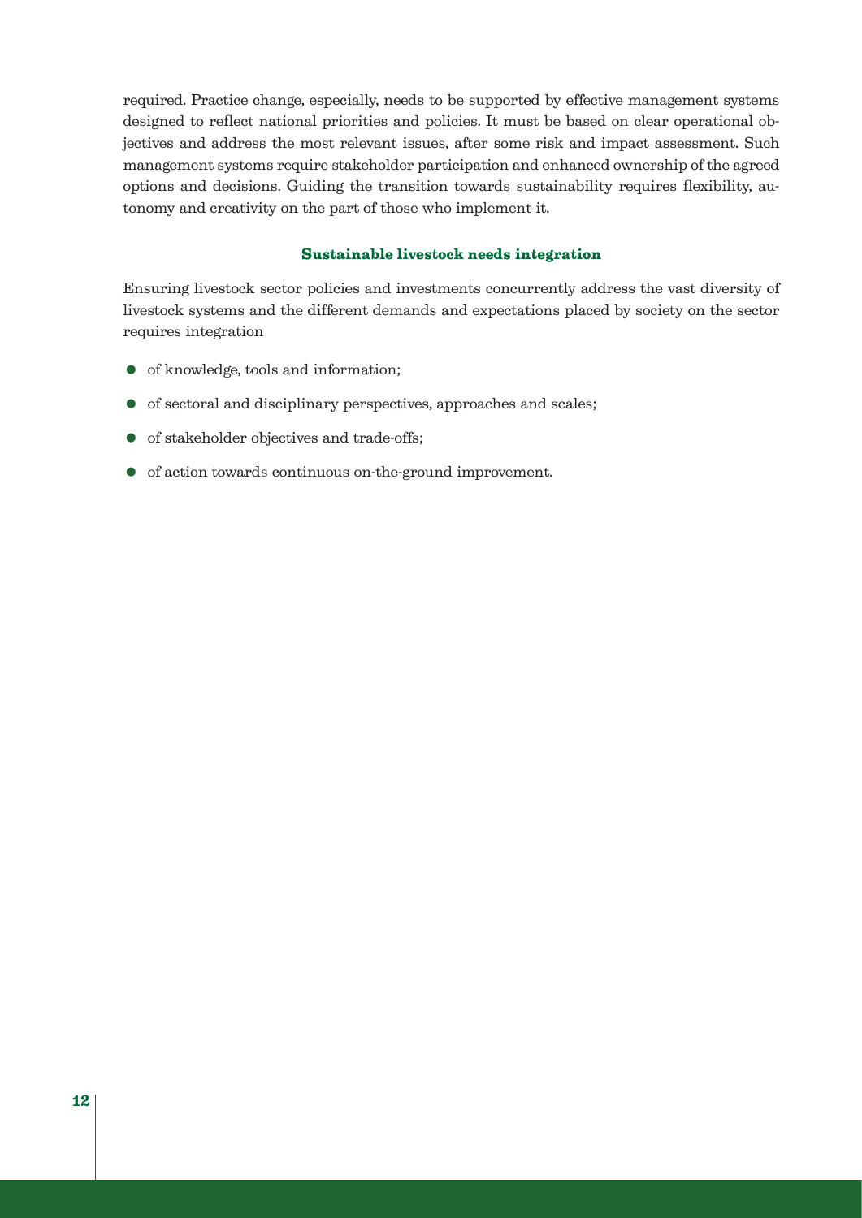required. Practice change, especially, needs to be supported by effective management systems designed to reflect national priorities and policies. It must be based on clear operational objectives and address the most relevant issues, after some risk and impact assessment. Such management systems require stakeholder participation and enhanced ownership of the agreed options and decisions. Guiding the transition towards sustainability requires flexibility, autonomy and creativity on the part of those who implement it.

### Sustainable livestock needs integration

Ensuring livestock sector policies and investments concurrently address the vast diversity of livestock systems and the different demands and expectations placed by society on the sector requires integration

- of knowledge, tools and information;
- of sectoral and disciplinary perspectives, approaches and scales;
- of stakeholder objectives and trade-offs;
- of action towards continuous on-the-ground improvement.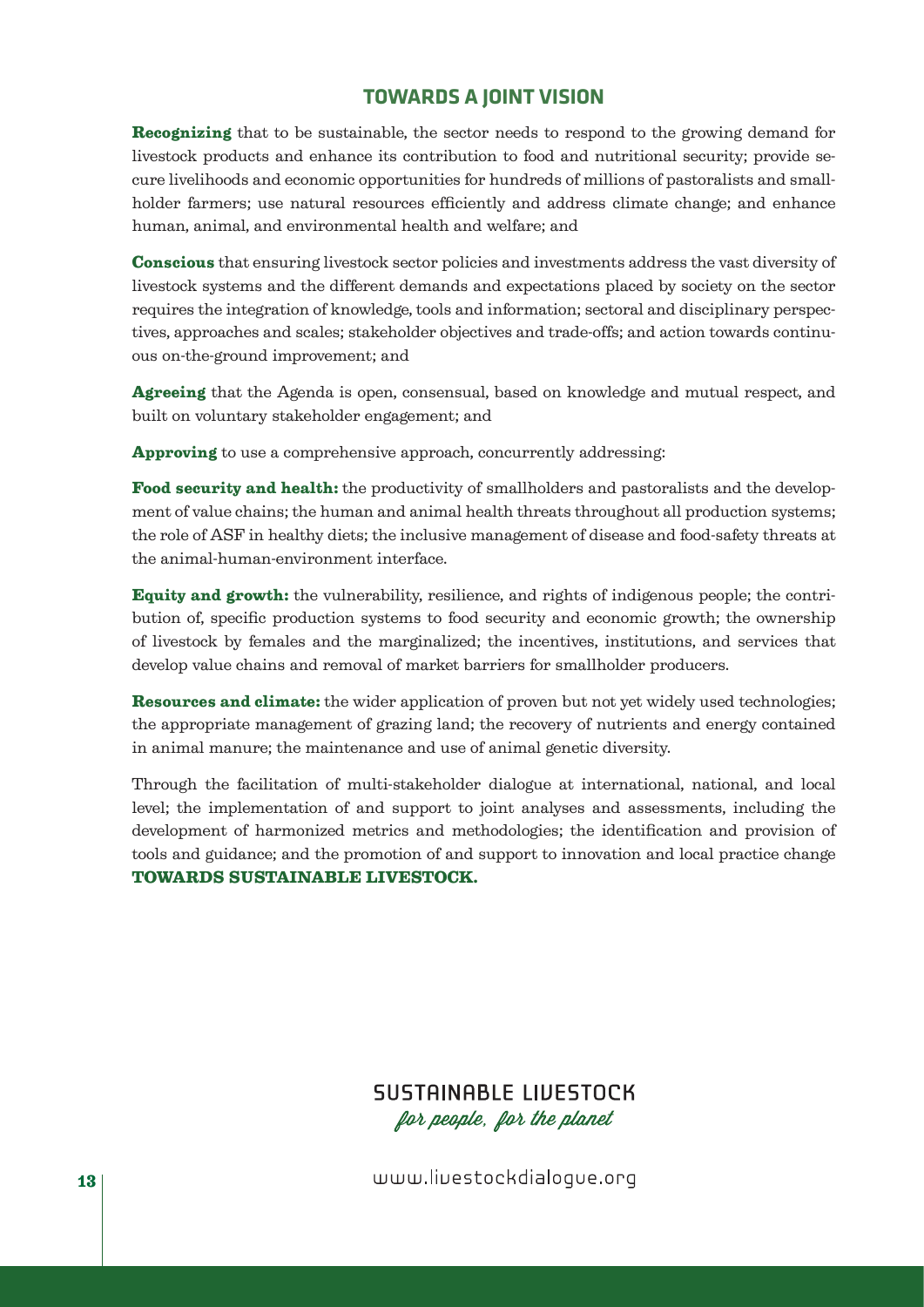## TOWARDS A JOINT VISION

**Recognizing** that to be sustainable, the sector needs to respond to the growing demand for livestock products and enhance its contribution to food and nutritional security; provide secure livelihoods and economic opportunities for hundreds of millions of pastoralists and smallholder farmers; use natural resources efficiently and address climate change; and enhance human, animal, and environmental health and welfare; and

**Conscious** that ensuring livestock sector policies and investments address the vast diversity of livestock systems and the different demands and expectations placed by society on the sector requires the integration of knowledge, tools and information; sectoral and disciplinary perspectives, approaches and scales; stakeholder objectives and trade-offs; and action towards continuous on-the-ground improvement; and

**Agreeing** that the Agenda is open, consensual, based on knowledge and mutual respect, and built on voluntary stakeholder engagement; and

**Approving** to use a comprehensive approach, concurrently addressing:

**Food security and health:** the productivity of smallholders and pastoralists and the development of value chains; the human and animal health threats throughout all production systems; the role of ASF in healthy diets; the inclusive management of disease and food-safety threats at the animal-human-environment interface.

**Equity and growth:** the vulnerability, resilience, and rights of indigenous people; the contribution of, specific production systems to food security and economic growth; the ownership of livestock by females and the marginalized; the incentives, institutions, and services that develop value chains and removal of market barriers for smallholder producers.

**Resources and climate:** the wider application of proven but not yet widely used technologies; the appropriate management of grazing land; the recovery of nutrients and energy contained in animal manure; the maintenance and use of animal genetic diversity.

Through the facilitation of multi-stakeholder dialogue at international, national, and local level; the implementation of and support to joint analyses and assessments, including the development of harmonized metrics and methodologies; the identification and provision of tools and guidance; and the promotion of and support to innovation and local practice change **TOWARDS SUSTAINABLE LIVESTOCK.**

SUSTAINABLE LIVESTOCK
*for people, for the planet*

www.livestockdialogue.org